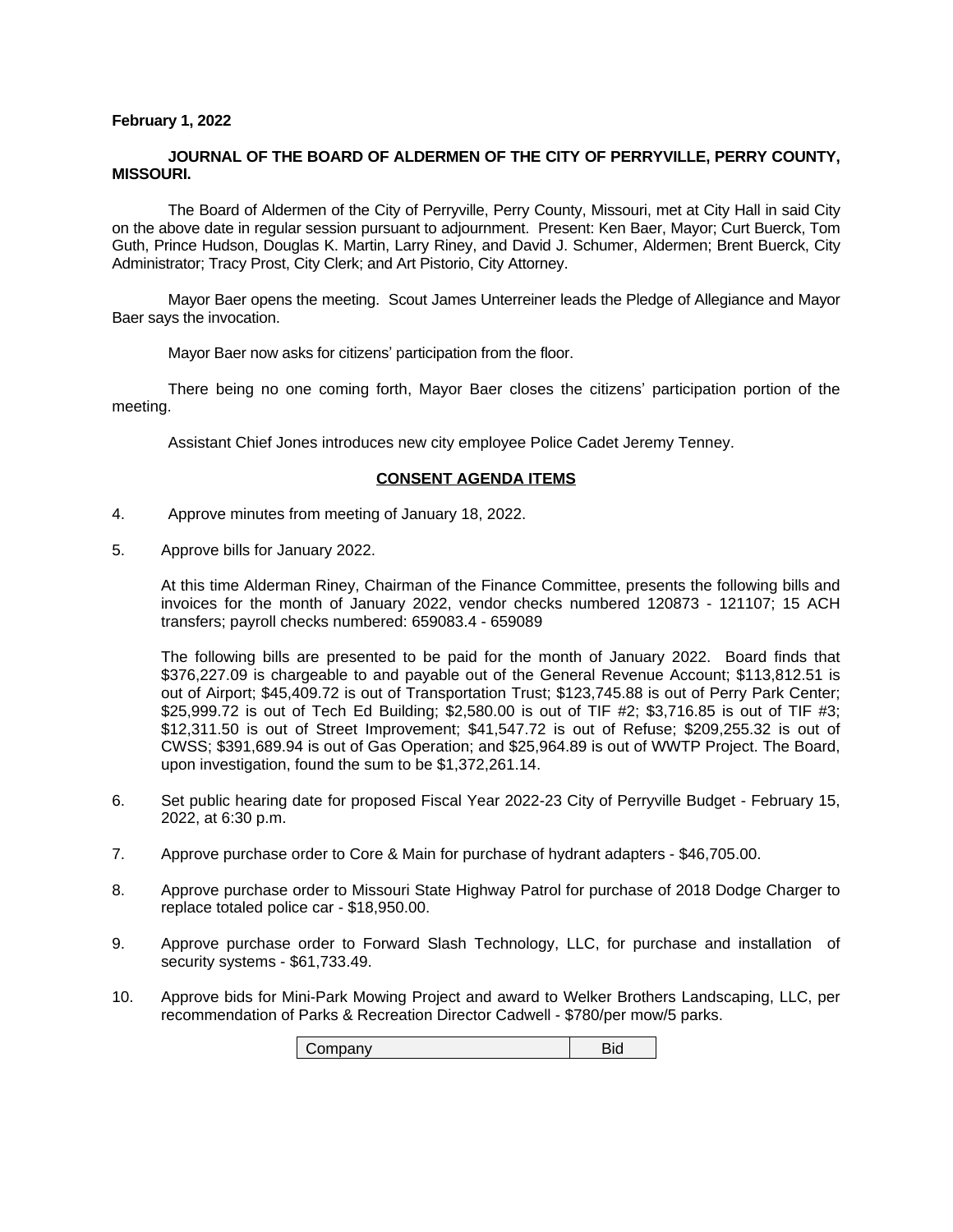**February 1, 2022**

**JOURNAL OF THE BOARD OF ALDERMEN OF THE CITY OF PERRYVILLE, PERRY COUNTY, MISSOURI.**

The Board of Aldermen of the City of Perryville, Perry County, Missouri, met at City Hall in said City on the above date in regular session pursuant to adjournment. Present: Ken Baer, Mayor; Curt Buerck, Tom Guth, Prince Hudson, Douglas K. Martin, Larry Riney, and David J. Schumer, Aldermen; Brent Buerck, City Administrator; Tracy Prost, City Clerk; and Art Pistorio, City Attorney.

Mayor Baer opens the meeting. Scout James Unterreiner leads the Pledge of Allegiance and Mayor Baer says the invocation.

Mayor Baer now asks for citizens' participation from the floor.

There being no one coming forth, Mayor Baer closes the citizens' participation portion of the meeting.

Assistant Chief Jones introduces new city employee Police Cadet Jeremy Tenney.

## CONSENT AGENDA ITEMS

4. Approve minutes from meeting of January 18, 2022.

5. Approve bills for January 2022.

   At this time Alderman Riney, Chairman of the Finance Committee, presents the following bills and invoices for the month of January 2022, vendor checks numbered 120873 - 121107; 15 ACH transfers; payroll checks numbered: 659083.4 - 659089

   The following bills are presented to be paid for the month of January 2022. Board finds that $376,227.09 is chargeable to and payable out of the General Revenue Account; $113,812.51 is out of Airport; $45,409.72 is out of Transportation Trust; $123,745.88 is out of Perry Park Center; $25,999.72 is out of Tech Ed Building; $2,580.00 is out of TIF #2; $3,716.85 is out of TIF #3; $12,311.50 is out of Street Improvement; $41,547.72 is out of Refuse; $209,255.32 is out of CWSS; $391,689.94 is out of Gas Operation; and $25,964.89 is out of WWTP Project. The Board, upon investigation, found the sum to be $1,372,261.14.

6. Set public hearing date for proposed Fiscal Year 2022-23 City of Perryville Budget - February 15, 2022, at 6:30 p.m.

7. Approve purchase order to Core & Main for purchase of hydrant adapters - $46,705.00.

8. Approve purchase order to Missouri State Highway Patrol for purchase of 2018 Dodge Charger to replace totaled police car - $18,950.00.

9. Approve purchase order to Forward Slash Technology, LLC, for purchase and installation of security systems - $61,733.49.

10. Approve bids for Mini-Park Mowing Project and award to Welker Brothers Landscaping, LLC, per recommendation of Parks & Recreation Director Cadwell - $780/per mow/5 parks.

| Company | Bid |
|---|---|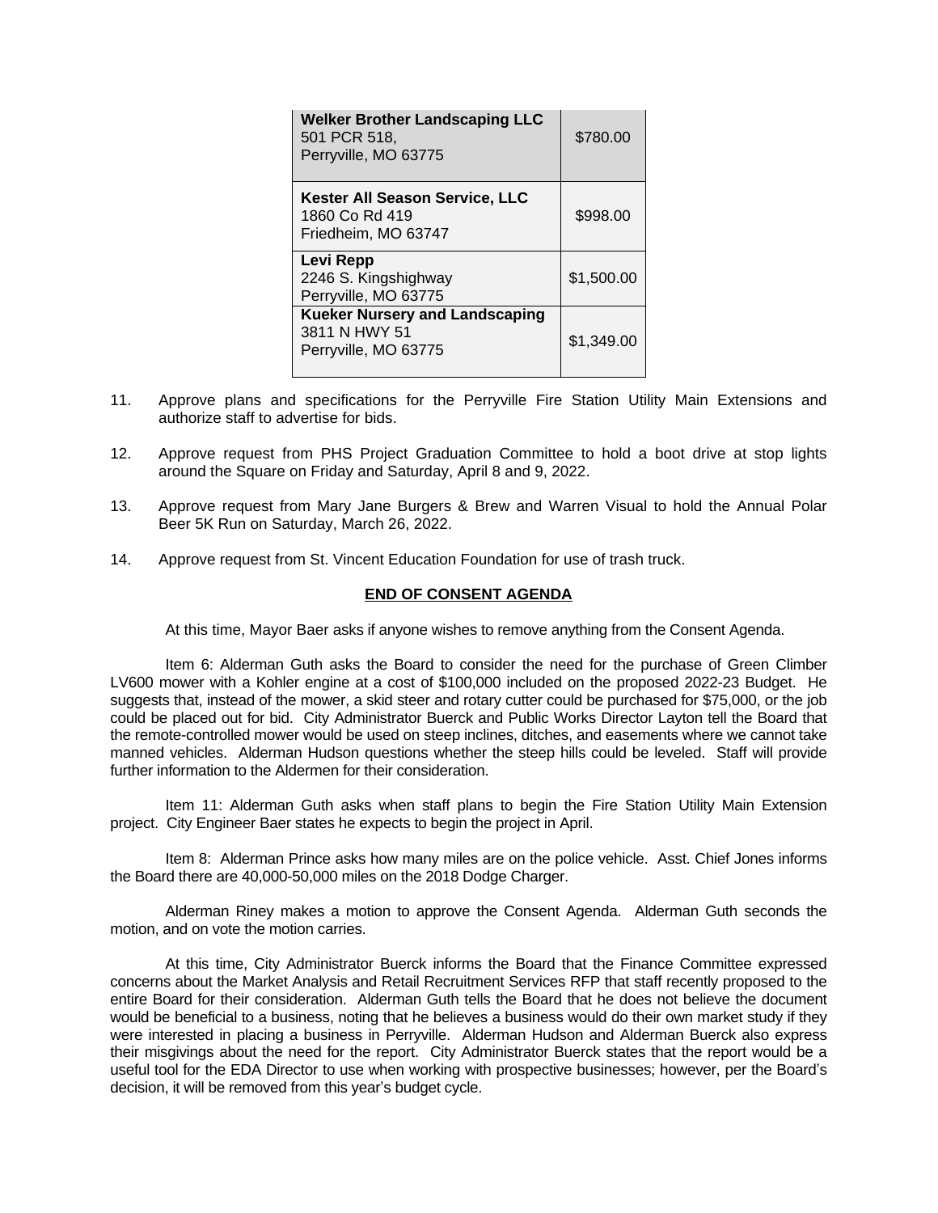| | |
|---|---|
| **Welker Brother Landscaping LLC**<br>501 PCR 518,<br>Perryville, MO 63775 | $780.00 |
| **Kester All Season Service, LLC**<br>1860 Co Rd 419<br>Friedheim, MO 63747 | $998.00 |
| **Levi Repp**<br>2246 S. Kingshighway<br>Perryville, MO 63775 | $1,500.00 |
| **Kueker Nursery and Landscaping**<br>3811 N HWY 51<br>Perryville, MO 63775 | $1,349.00 |

11. Approve plans and specifications for the Perryville Fire Station Utility Main Extensions and authorize staff to advertise for bids.

12. Approve request from PHS Project Graduation Committee to hold a boot drive at stop lights around the Square on Friday and Saturday, April 8 and 9, 2022.

13. Approve request from Mary Jane Burgers & Brew and Warren Visual to hold the Annual Polar Beer 5K Run on Saturday, March 26, 2022.

14. Approve request from St. Vincent Education Foundation for use of trash truck.

**END OF CONSENT AGENDA**

At this time, Mayor Baer asks if anyone wishes to remove anything from the Consent Agenda.

Item 6: Alderman Guth asks the Board to consider the need for the purchase of Green Climber LV600 mower with a Kohler engine at a cost of $100,000 included on the proposed 2022-23 Budget. He suggests that, instead of the mower, a skid steer and rotary cutter could be purchased for $75,000, or the job could be placed out for bid. City Administrator Buerck and Public Works Director Layton tell the Board that the remote-controlled mower would be used on steep inclines, ditches, and easements where we cannot take manned vehicles. Alderman Hudson questions whether the steep hills could be leveled. Staff will provide further information to the Aldermen for their consideration.

Item 11: Alderman Guth asks when staff plans to begin the Fire Station Utility Main Extension project. City Engineer Baer states he expects to begin the project in April.

Item 8: Alderman Prince asks how many miles are on the police vehicle. Asst. Chief Jones informs the Board there are 40,000-50,000 miles on the 2018 Dodge Charger.

Alderman Riney makes a motion to approve the Consent Agenda. Alderman Guth seconds the motion, and on vote the motion carries.

At this time, City Administrator Buerck informs the Board that the Finance Committee expressed concerns about the Market Analysis and Retail Recruitment Services RFP that staff recently proposed to the entire Board for their consideration. Alderman Guth tells the Board that he does not believe the document would be beneficial to a business, noting that he believes a business would do their own market study if they were interested in placing a business in Perryville. Alderman Hudson and Alderman Buerck also express their misgivings about the need for the report. City Administrator Buerck states that the report would be a useful tool for the EDA Director to use when working with prospective businesses; however, per the Board's decision, it will be removed from this year's budget cycle.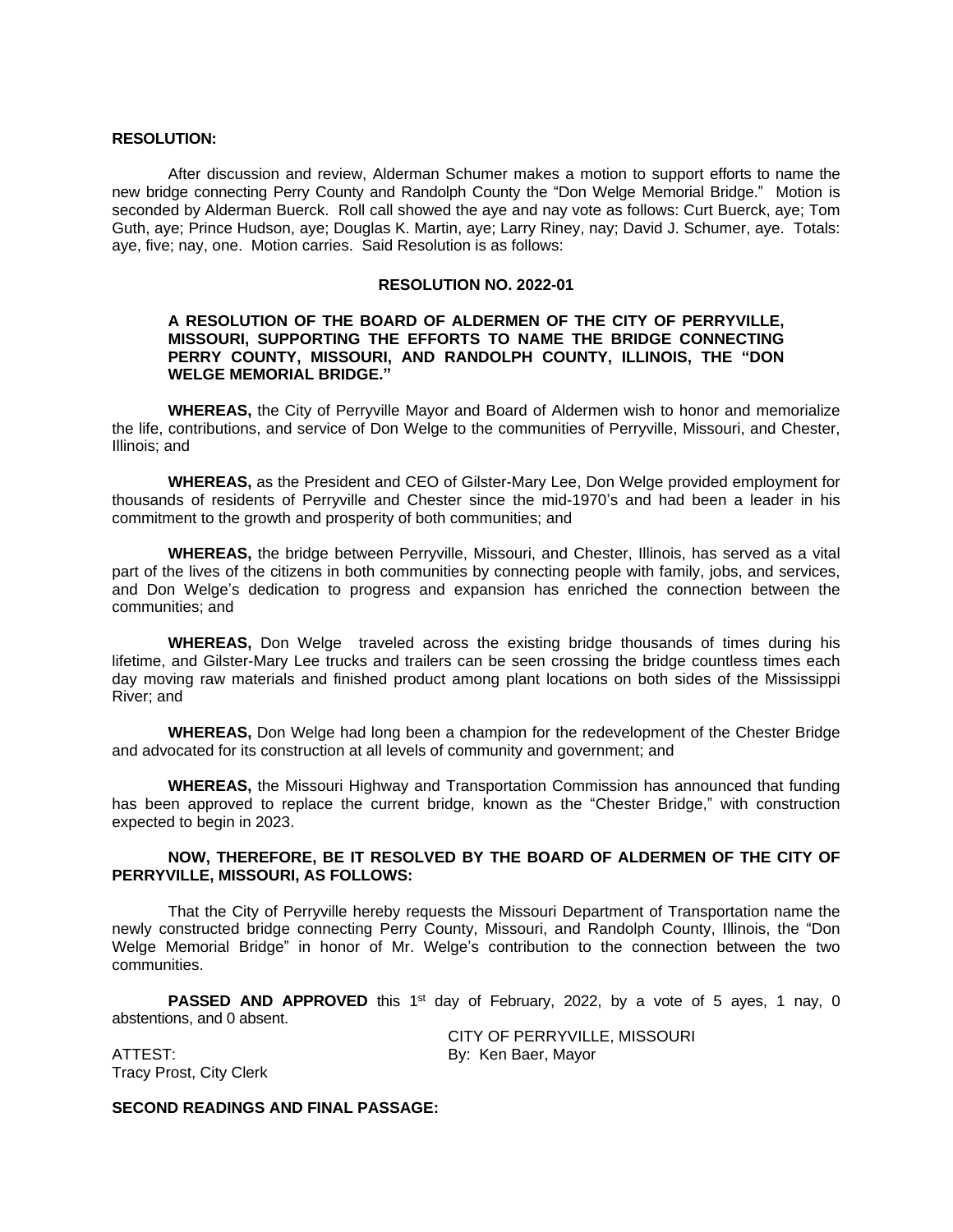**RESOLUTION:**

After discussion and review, Alderman Schumer makes a motion to support efforts to name the new bridge connecting Perry County and Randolph County the "Don Welge Memorial Bridge." Motion is seconded by Alderman Buerck. Roll call showed the aye and nay vote as follows: Curt Buerck, aye; Tom Guth, aye; Prince Hudson, aye; Douglas K. Martin, aye; Larry Riney, nay; David J. Schumer, aye. Totals: aye, five; nay, one. Motion carries. Said Resolution is as follows:

**RESOLUTION NO. 2022-01**

**A RESOLUTION OF THE BOARD OF ALDERMEN OF THE CITY OF PERRYVILLE, MISSOURI, SUPPORTING THE EFFORTS TO NAME THE BRIDGE CONNECTING PERRY COUNTY, MISSOURI, AND RANDOLPH COUNTY, ILLINOIS, THE "DON WELGE MEMORIAL BRIDGE."**

**WHEREAS,** the City of Perryville Mayor and Board of Aldermen wish to honor and memorialize the life, contributions, and service of Don Welge to the communities of Perryville, Missouri, and Chester, Illinois; and

**WHEREAS,** as the President and CEO of Gilster-Mary Lee, Don Welge provided employment for thousands of residents of Perryville and Chester since the mid-1970's and had been a leader in his commitment to the growth and prosperity of both communities; and

**WHEREAS,** the bridge between Perryville, Missouri, and Chester, Illinois, has served as a vital part of the lives of the citizens in both communities by connecting people with family, jobs, and services, and Don Welge's dedication to progress and expansion has enriched the connection between the communities; and

**WHEREAS,** Don Welge traveled across the existing bridge thousands of times during his lifetime, and Gilster-Mary Lee trucks and trailers can be seen crossing the bridge countless times each day moving raw materials and finished product among plant locations on both sides of the Mississippi River; and

**WHEREAS,** Don Welge had long been a champion for the redevelopment of the Chester Bridge and advocated for its construction at all levels of community and government; and

**WHEREAS,** the Missouri Highway and Transportation Commission has announced that funding has been approved to replace the current bridge, known as the "Chester Bridge," with construction expected to begin in 2023.

**NOW, THEREFORE, BE IT RESOLVED BY THE BOARD OF ALDERMEN OF THE CITY OF PERRYVILLE, MISSOURI, AS FOLLOWS:**

That the City of Perryville hereby requests the Missouri Department of Transportation name the newly constructed bridge connecting Perry County, Missouri, and Randolph County, Illinois, the "Don Welge Memorial Bridge" in honor of Mr. Welge's contribution to the connection between the two communities.

**PASSED AND APPROVED** this 1st day of February, 2022, by a vote of 5 ayes, 1 nay, 0 abstentions, and 0 absent.

CITY OF PERRYVILLE, MISSOURI
By: Ken Baer, Mayor

ATTEST:
Tracy Prost, City Clerk

**SECOND READINGS AND FINAL PASSAGE:**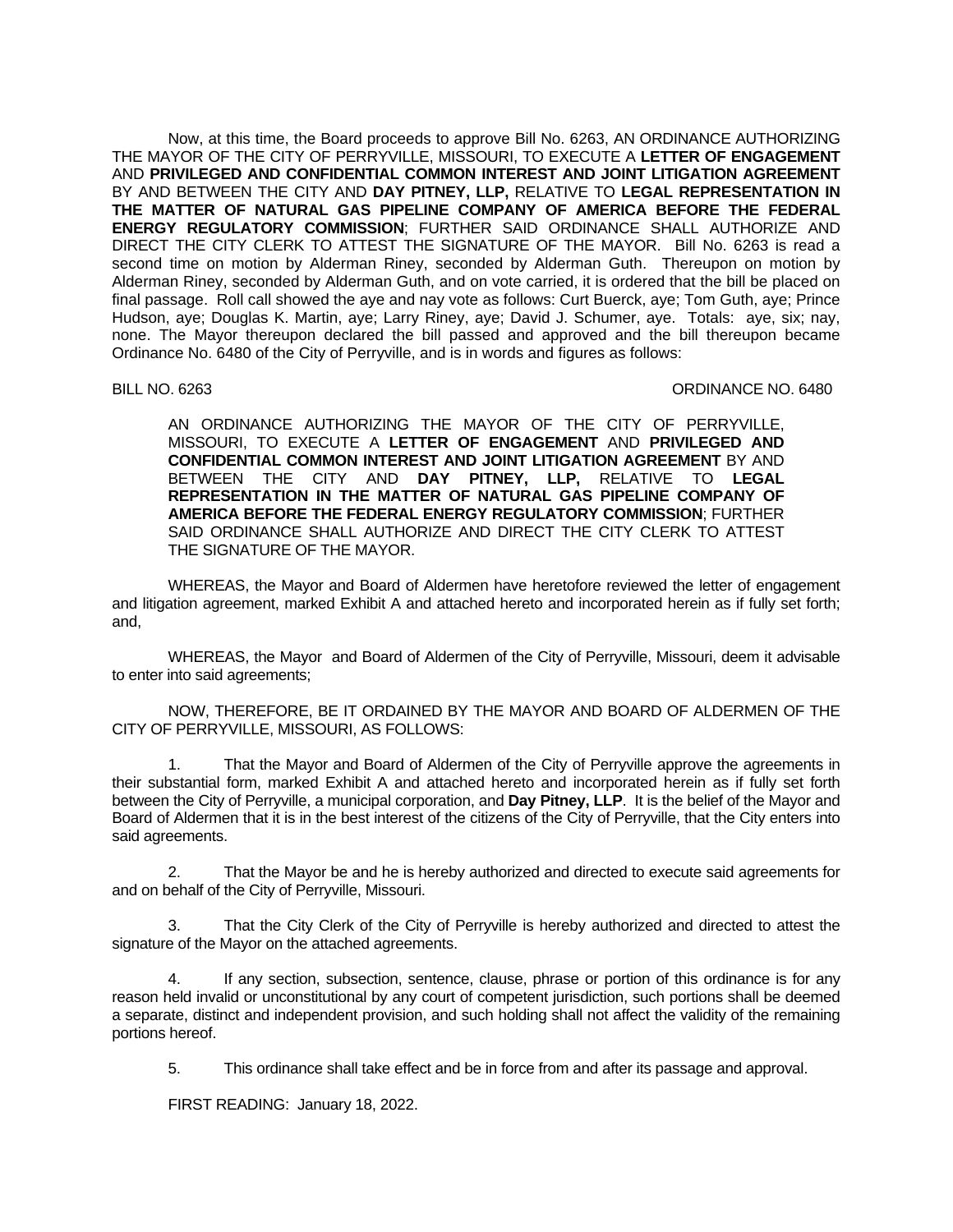Now, at this time, the Board proceeds to approve Bill No. 6263, AN ORDINANCE AUTHORIZING THE MAYOR OF THE CITY OF PERRYVILLE, MISSOURI, TO EXECUTE A **LETTER OF ENGAGEMENT** AND **PRIVILEGED AND CONFIDENTIAL COMMON INTEREST AND JOINT LITIGATION AGREEMENT** BY AND BETWEEN THE CITY AND **DAY PITNEY, LLP,** RELATIVE TO **LEGAL REPRESENTATION IN THE MATTER OF NATURAL GAS PIPELINE COMPANY OF AMERICA BEFORE THE FEDERAL ENERGY REGULATORY COMMISSION**; FURTHER SAID ORDINANCE SHALL AUTHORIZE AND DIRECT THE CITY CLERK TO ATTEST THE SIGNATURE OF THE MAYOR. Bill No. 6263 is read a second time on motion by Alderman Riney, seconded by Alderman Guth. Thereupon on motion by Alderman Riney, seconded by Alderman Guth, and on vote carried, it is ordered that the bill be placed on final passage. Roll call showed the aye and nay vote as follows: Curt Buerck, aye; Tom Guth, aye; Prince Hudson, aye; Douglas K. Martin, aye; Larry Riney, aye; David J. Schumer, aye. Totals: aye, six; nay, none. The Mayor thereupon declared the bill passed and approved and the bill thereupon became Ordinance No. 6480 of the City of Perryville, and is in words and figures as follows:

BILL NO. 6263 ORDINANCE NO. 6480

AN ORDINANCE AUTHORIZING THE MAYOR OF THE CITY OF PERRYVILLE, MISSOURI, TO EXECUTE A **LETTER OF ENGAGEMENT** AND **PRIVILEGED AND CONFIDENTIAL COMMON INTEREST AND JOINT LITIGATION AGREEMENT** BY AND BETWEEN THE CITY AND **DAY PITNEY, LLP,** RELATIVE TO **LEGAL REPRESENTATION IN THE MATTER OF NATURAL GAS PIPELINE COMPANY OF AMERICA BEFORE THE FEDERAL ENERGY REGULATORY COMMISSION**; FURTHER SAID ORDINANCE SHALL AUTHORIZE AND DIRECT THE CITY CLERK TO ATTEST THE SIGNATURE OF THE MAYOR.

WHEREAS, the Mayor and Board of Aldermen have heretofore reviewed the letter of engagement and litigation agreement, marked Exhibit A and attached hereto and incorporated herein as if fully set forth; and,

WHEREAS, the Mayor and Board of Aldermen of the City of Perryville, Missouri, deem it advisable to enter into said agreements;

NOW, THEREFORE, BE IT ORDAINED BY THE MAYOR AND BOARD OF ALDERMEN OF THE CITY OF PERRYVILLE, MISSOURI, AS FOLLOWS:

1. That the Mayor and Board of Aldermen of the City of Perryville approve the agreements in their substantial form, marked Exhibit A and attached hereto and incorporated herein as if fully set forth between the City of Perryville, a municipal corporation, and **Day Pitney, LLP**. It is the belief of the Mayor and Board of Aldermen that it is in the best interest of the citizens of the City of Perryville, that the City enters into said agreements.

2. That the Mayor be and he is hereby authorized and directed to execute said agreements for and on behalf of the City of Perryville, Missouri.

3. That the City Clerk of the City of Perryville is hereby authorized and directed to attest the signature of the Mayor on the attached agreements.

4. If any section, subsection, sentence, clause, phrase or portion of this ordinance is for any reason held invalid or unconstitutional by any court of competent jurisdiction, such portions shall be deemed a separate, distinct and independent provision, and such holding shall not affect the validity of the remaining portions hereof.

5. This ordinance shall take effect and be in force from and after its passage and approval.

FIRST READING: January 18, 2022.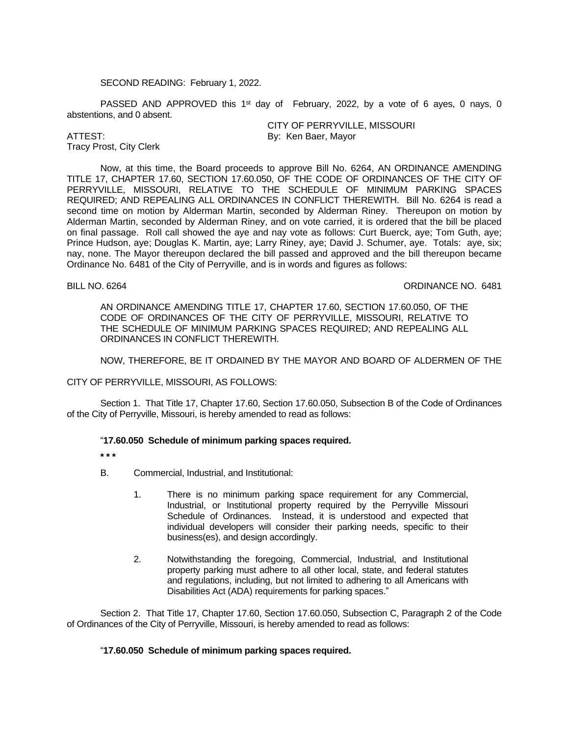SECOND READING: February 1, 2022.

PASSED AND APPROVED this 1st day of February, 2022, by a vote of 6 ayes, 0 nays, 0 abstentions, and 0 absent.

CITY OF PERRYVILLE, MISSOURI

ATTEST: By: Ken Baer, Mayor

Tracy Prost, City Clerk

Now, at this time, the Board proceeds to approve Bill No. 6264, AN ORDINANCE AMENDING TITLE 17, CHAPTER 17.60, SECTION 17.60.050, OF THE CODE OF ORDINANCES OF THE CITY OF PERRYVILLE, MISSOURI, RELATIVE TO THE SCHEDULE OF MINIMUM PARKING SPACES REQUIRED; AND REPEALING ALL ORDINANCES IN CONFLICT THEREWITH. Bill No. 6264 is read a second time on motion by Alderman Martin, seconded by Alderman Riney. Thereupon on motion by Alderman Martin, seconded by Alderman Riney, and on vote carried, it is ordered that the bill be placed on final passage. Roll call showed the aye and nay vote as follows: Curt Buerck, aye; Tom Guth, aye; Prince Hudson, aye; Douglas K. Martin, aye; Larry Riney, aye; David J. Schumer, aye. Totals: aye, six; nay, none. The Mayor thereupon declared the bill passed and approved and the bill thereupon became Ordinance No. 6481 of the City of Perryville, and is in words and figures as follows:

BILL NO. 6264 ORDINANCE NO. 6481

AN ORDINANCE AMENDING TITLE 17, CHAPTER 17.60, SECTION 17.60.050, OF THE CODE OF ORDINANCES OF THE CITY OF PERRYVILLE, MISSOURI, RELATIVE TO THE SCHEDULE OF MINIMUM PARKING SPACES REQUIRED; AND REPEALING ALL ORDINANCES IN CONFLICT THEREWITH.

NOW, THEREFORE, BE IT ORDAINED BY THE MAYOR AND BOARD OF ALDERMEN OF THE CITY OF PERRYVILLE, MISSOURI, AS FOLLOWS:

Section 1. That Title 17, Chapter 17.60, Section 17.60.050, Subsection B of the Code of Ordinances of the City of Perryville, Missouri, is hereby amended to read as follows:

"**17.60.050 Schedule of minimum parking spaces required.**

**\* \* \***

B. Commercial, Industrial, and Institutional:

1. There is no minimum parking space requirement for any Commercial, Industrial, or Institutional property required by the Perryville Missouri Schedule of Ordinances. Instead, it is understood and expected that individual developers will consider their parking needs, specific to their business(es), and design accordingly.

2. Notwithstanding the foregoing, Commercial, Industrial, and Institutional property parking must adhere to all other local, state, and federal statutes and regulations, including, but not limited to adhering to all Americans with Disabilities Act (ADA) requirements for parking spaces."

Section 2. That Title 17, Chapter 17.60, Section 17.60.050, Subsection C, Paragraph 2 of the Code of Ordinances of the City of Perryville, Missouri, is hereby amended to read as follows:

"**17.60.050 Schedule of minimum parking spaces required.**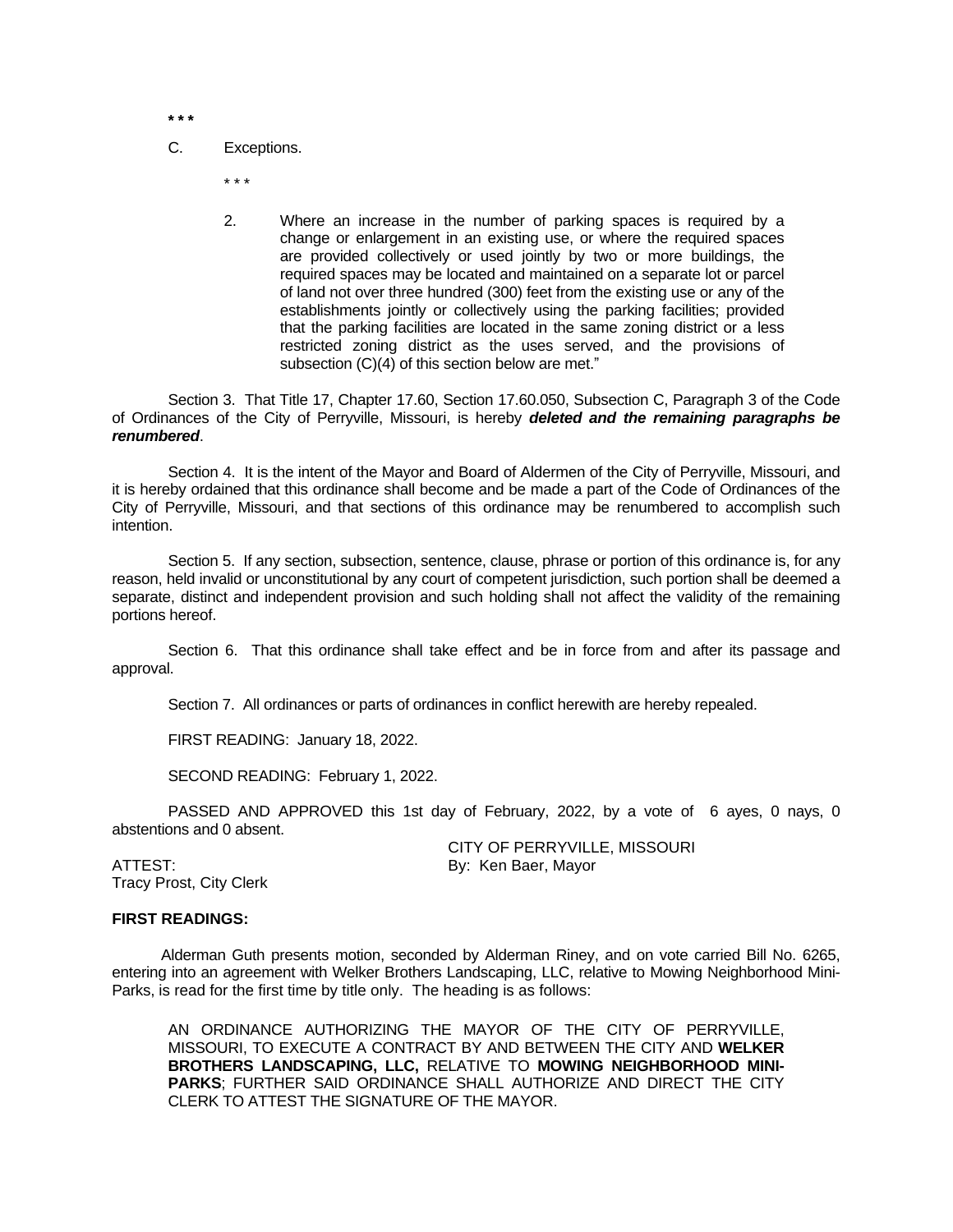**\* \* \***

C. Exceptions.

\* \* \*

2. Where an increase in the number of parking spaces is required by a change or enlargement in an existing use, or where the required spaces are provided collectively or used jointly by two or more buildings, the required spaces may be located and maintained on a separate lot or parcel of land not over three hundred (300) feet from the existing use or any of the establishments jointly or collectively using the parking facilities; provided that the parking facilities are located in the same zoning district or a less restricted zoning district as the uses served, and the provisions of subsection (C)(4) of this section below are met."

Section 3. That Title 17, Chapter 17.60, Section 17.60.050, Subsection C, Paragraph 3 of the Code of Ordinances of the City of Perryville, Missouri, is hereby ***deleted and the remaining paragraphs be renumbered***.

Section 4. It is the intent of the Mayor and Board of Aldermen of the City of Perryville, Missouri, and it is hereby ordained that this ordinance shall become and be made a part of the Code of Ordinances of the City of Perryville, Missouri, and that sections of this ordinance may be renumbered to accomplish such intention.

Section 5. If any section, subsection, sentence, clause, phrase or portion of this ordinance is, for any reason, held invalid or unconstitutional by any court of competent jurisdiction, such portion shall be deemed a separate, distinct and independent provision and such holding shall not affect the validity of the remaining portions hereof.

Section 6. That this ordinance shall take effect and be in force from and after its passage and approval.

Section 7. All ordinances or parts of ordinances in conflict herewith are hereby repealed.

FIRST READING: January 18, 2022.

SECOND READING: February 1, 2022.

PASSED AND APPROVED this 1st day of February, 2022, by a vote of 6 ayes, 0 nays, 0 abstentions and 0 absent.

CITY OF PERRYVILLE, MISSOURI
By: Ken Baer, Mayor

ATTEST:
Tracy Prost, City Clerk

**FIRST READINGS:**

Alderman Guth presents motion, seconded by Alderman Riney, and on vote carried Bill No. 6265, entering into an agreement with Welker Brothers Landscaping, LLC, relative to Mowing Neighborhood Mini-Parks, is read for the first time by title only. The heading is as follows:

AN ORDINANCE AUTHORIZING THE MAYOR OF THE CITY OF PERRYVILLE, MISSOURI, TO EXECUTE A CONTRACT BY AND BETWEEN THE CITY AND **WELKER BROTHERS LANDSCAPING, LLC,** RELATIVE TO **MOWING NEIGHBORHOOD MINI-PARKS**; FURTHER SAID ORDINANCE SHALL AUTHORIZE AND DIRECT THE CITY CLERK TO ATTEST THE SIGNATURE OF THE MAYOR.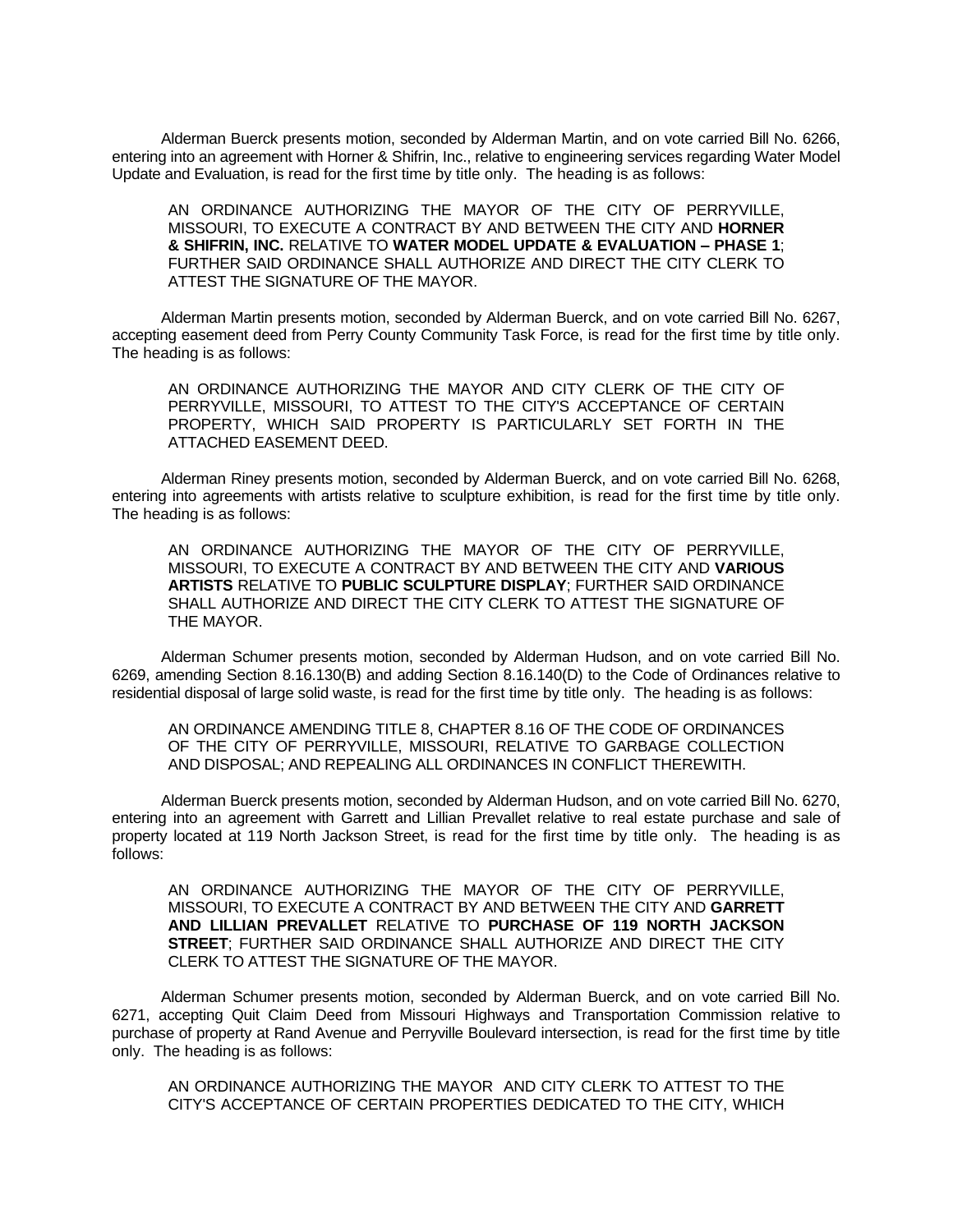Alderman Buerck presents motion, seconded by Alderman Martin, and on vote carried Bill No. 6266, entering into an agreement with Horner & Shifrin, Inc., relative to engineering services regarding Water Model Update and Evaluation, is read for the first time by title only. The heading is as follows:

> AN ORDINANCE AUTHORIZING THE MAYOR OF THE CITY OF PERRYVILLE, MISSOURI, TO EXECUTE A CONTRACT BY AND BETWEEN THE CITY AND **HORNER & SHIFRIN, INC.** RELATIVE TO **WATER MODEL UPDATE & EVALUATION – PHASE 1**; FURTHER SAID ORDINANCE SHALL AUTHORIZE AND DIRECT THE CITY CLERK TO ATTEST THE SIGNATURE OF THE MAYOR.

Alderman Martin presents motion, seconded by Alderman Buerck, and on vote carried Bill No. 6267, accepting easement deed from Perry County Community Task Force, is read for the first time by title only. The heading is as follows:

> AN ORDINANCE AUTHORIZING THE MAYOR AND CITY CLERK OF THE CITY OF PERRYVILLE, MISSOURI, TO ATTEST TO THE CITY'S ACCEPTANCE OF CERTAIN PROPERTY, WHICH SAID PROPERTY IS PARTICULARLY SET FORTH IN THE ATTACHED EASEMENT DEED.

Alderman Riney presents motion, seconded by Alderman Buerck, and on vote carried Bill No. 6268, entering into agreements with artists relative to sculpture exhibition, is read for the first time by title only. The heading is as follows:

> AN ORDINANCE AUTHORIZING THE MAYOR OF THE CITY OF PERRYVILLE, MISSOURI, TO EXECUTE A CONTRACT BY AND BETWEEN THE CITY AND **VARIOUS ARTISTS** RELATIVE TO **PUBLIC SCULPTURE DISPLAY**; FURTHER SAID ORDINANCE SHALL AUTHORIZE AND DIRECT THE CITY CLERK TO ATTEST THE SIGNATURE OF THE MAYOR.

Alderman Schumer presents motion, seconded by Alderman Hudson, and on vote carried Bill No. 6269, amending Section 8.16.130(B) and adding Section 8.16.140(D) to the Code of Ordinances relative to residential disposal of large solid waste, is read for the first time by title only. The heading is as follows:

> AN ORDINANCE AMENDING TITLE 8, CHAPTER 8.16 OF THE CODE OF ORDINANCES OF THE CITY OF PERRYVILLE, MISSOURI, RELATIVE TO GARBAGE COLLECTION AND DISPOSAL; AND REPEALING ALL ORDINANCES IN CONFLICT THEREWITH.

Alderman Buerck presents motion, seconded by Alderman Hudson, and on vote carried Bill No. 6270, entering into an agreement with Garrett and Lillian Prevallet relative to real estate purchase and sale of property located at 119 North Jackson Street, is read for the first time by title only. The heading is as follows:

> AN ORDINANCE AUTHORIZING THE MAYOR OF THE CITY OF PERRYVILLE, MISSOURI, TO EXECUTE A CONTRACT BY AND BETWEEN THE CITY AND **GARRETT AND LILLIAN PREVALLET** RELATIVE TO **PURCHASE OF 119 NORTH JACKSON STREET**; FURTHER SAID ORDINANCE SHALL AUTHORIZE AND DIRECT THE CITY CLERK TO ATTEST THE SIGNATURE OF THE MAYOR.

Alderman Schumer presents motion, seconded by Alderman Buerck, and on vote carried Bill No. 6271, accepting Quit Claim Deed from Missouri Highways and Transportation Commission relative to purchase of property at Rand Avenue and Perryville Boulevard intersection, is read for the first time by title only. The heading is as follows:

> AN ORDINANCE AUTHORIZING THE MAYOR AND CITY CLERK TO ATTEST TO THE CITY'S ACCEPTANCE OF CERTAIN PROPERTIES DEDICATED TO THE CITY, WHICH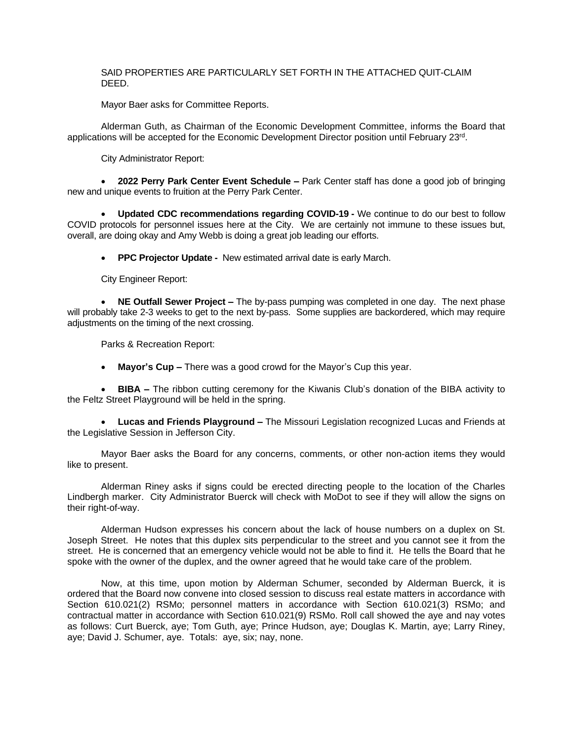SAID PROPERTIES ARE PARTICULARLY SET FORTH IN THE ATTACHED QUIT-CLAIM DEED.

Mayor Baer asks for Committee Reports.

Alderman Guth, as Chairman of the Economic Development Committee, informs the Board that applications will be accepted for the Economic Development Director position until February 23rd.

City Administrator Report:

- **2022 Perry Park Center Event Schedule –** Park Center staff has done a good job of bringing new and unique events to fruition at the Perry Park Center.

- **Updated CDC recommendations regarding COVID-19 -** We continue to do our best to follow COVID protocols for personnel issues here at the City. We are certainly not immune to these issues but, overall, are doing okay and Amy Webb is doing a great job leading our efforts.

- **PPC Projector Update -** New estimated arrival date is early March.

City Engineer Report:

- **NE Outfall Sewer Project –** The by-pass pumping was completed in one day. The next phase will probably take 2-3 weeks to get to the next by-pass. Some supplies are backordered, which may require adjustments on the timing of the next crossing.

Parks & Recreation Report:

- **Mayor's Cup –** There was a good crowd for the Mayor's Cup this year.

- **BIBA –** The ribbon cutting ceremony for the Kiwanis Club's donation of the BIBA activity to the Feltz Street Playground will be held in the spring.

- **Lucas and Friends Playground –** The Missouri Legislation recognized Lucas and Friends at the Legislative Session in Jefferson City.

Mayor Baer asks the Board for any concerns, comments, or other non-action items they would like to present.

Alderman Riney asks if signs could be erected directing people to the location of the Charles Lindbergh marker. City Administrator Buerck will check with MoDot to see if they will allow the signs on their right-of-way.

Alderman Hudson expresses his concern about the lack of house numbers on a duplex on St. Joseph Street. He notes that this duplex sits perpendicular to the street and you cannot see it from the street. He is concerned that an emergency vehicle would not be able to find it. He tells the Board that he spoke with the owner of the duplex, and the owner agreed that he would take care of the problem.

Now, at this time, upon motion by Alderman Schumer, seconded by Alderman Buerck, it is ordered that the Board now convene into closed session to discuss real estate matters in accordance with Section 610.021(2) RSMo; personnel matters in accordance with Section 610.021(3) RSMo; and contractual matter in accordance with Section 610.021(9) RSMo. Roll call showed the aye and nay votes as follows: Curt Buerck, aye; Tom Guth, aye; Prince Hudson, aye; Douglas K. Martin, aye; Larry Riney, aye; David J. Schumer, aye. Totals: aye, six; nay, none.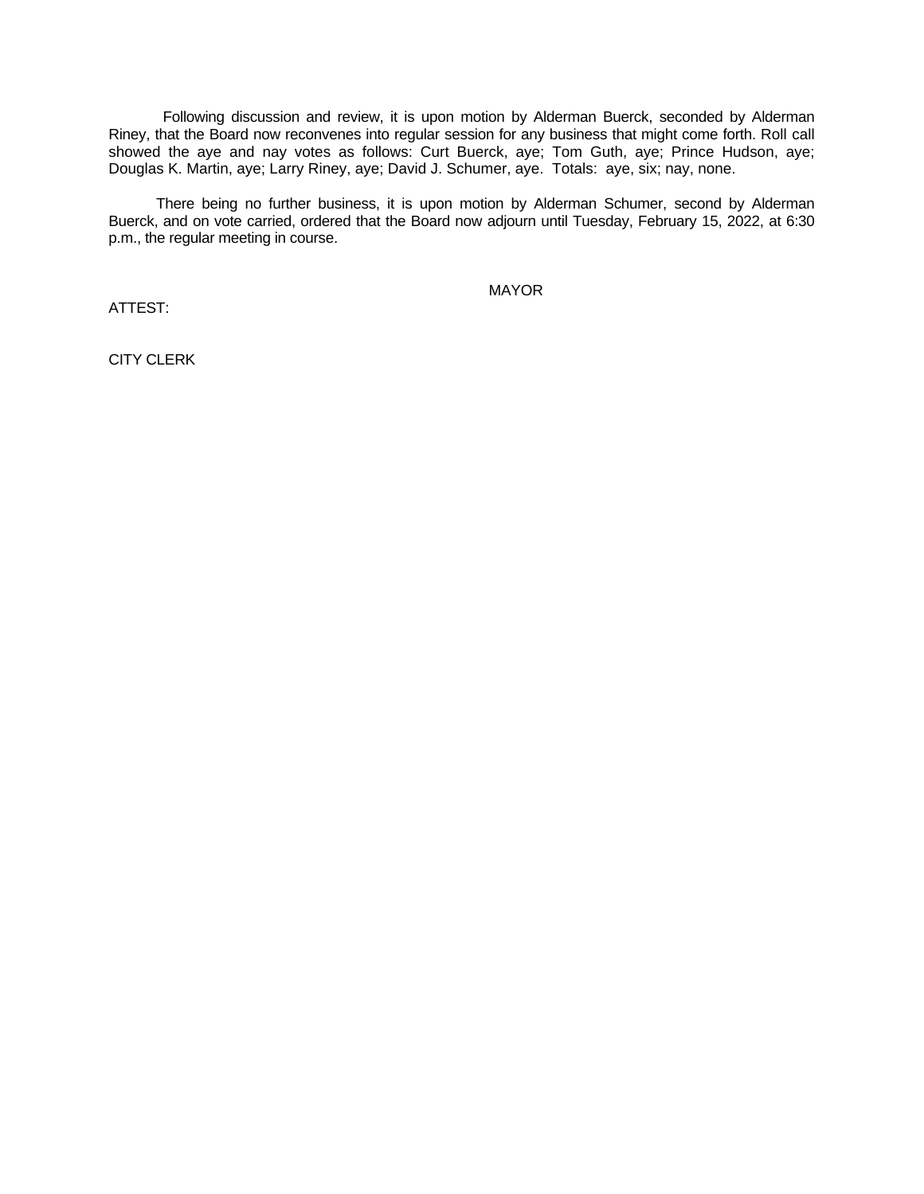Following discussion and review, it is upon motion by Alderman Buerck, seconded by Alderman Riney, that the Board now reconvenes into regular session for any business that might come forth. Roll call showed the aye and nay votes as follows: Curt Buerck, aye; Tom Guth, aye; Prince Hudson, aye; Douglas K. Martin, aye; Larry Riney, aye; David J. Schumer, aye. Totals: aye, six; nay, none.

There being no further business, it is upon motion by Alderman Schumer, second by Alderman Buerck, and on vote carried, ordered that the Board now adjourn until Tuesday, February 15, 2022, at 6:30 p.m., the regular meeting in course.

MAYOR

ATTEST:

CITY CLERK